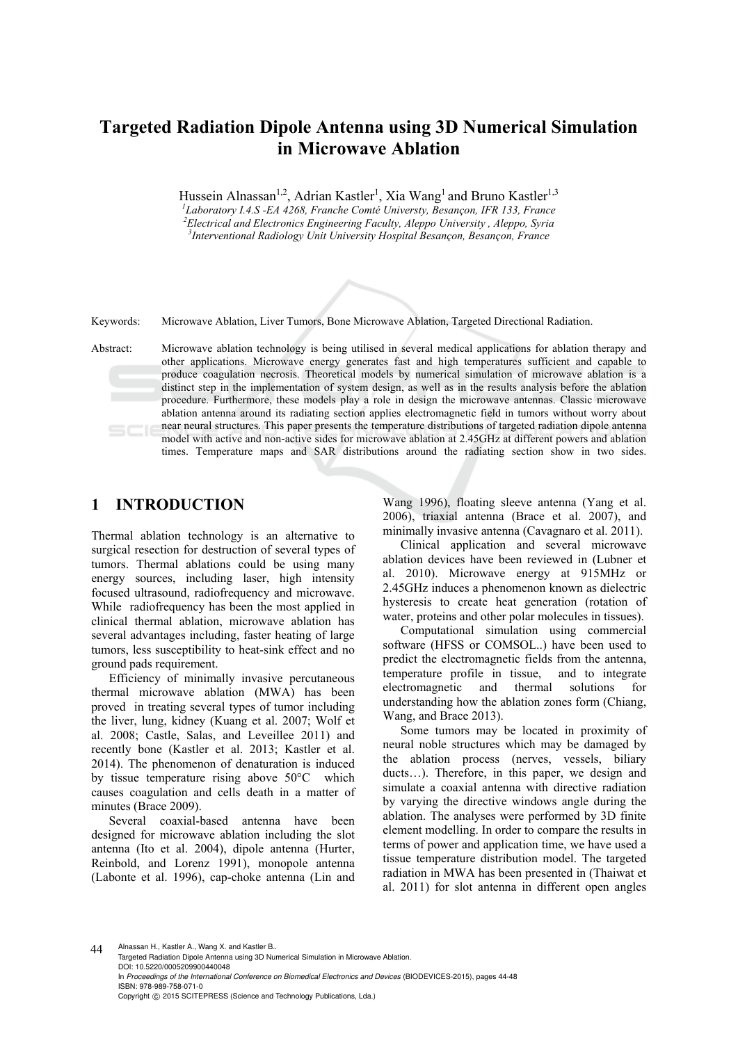# Targeted Radiation Dipole Antenna using 3D Numerical Simulation in Microwave Ablation

Hussein Alnassan[1,2], Adrian Kastler[1], Xia Wang[1] and Bruno Kastler[1,3]

[1]*Laboratory I.4.S -EA 4268, Franche Comté Universty, Besançon, IFR 133, France*
[2]*Electrical and Electronics Engineering Faculty, Aleppo University , Aleppo, Syria*
[3]*Interventional Radiology Unit University Hospital Besançon, Besançon, France*

Keywords: Microwave Ablation, Liver Tumors, Bone Microwave Ablation, Targeted Directional Radiation.

Abstract: Microwave ablation technology is being utilised in several medical applications for ablation therapy and other applications. Microwave energy generates fast and high temperatures sufficient and capable to produce coagulation necrosis. Theoretical models by numerical simulation of microwave ablation is a distinct step in the implementation of system design, as well as in the results analysis before the ablation procedure. Furthermore, these models play a role in design the microwave antennas. Classic microwave ablation antenna around its radiating section applies electromagnetic field in tumors without worry about near neural structures. This paper presents the temperature distributions of targeted radiation dipole antenna model with active and non-active sides for microwave ablation at 2.45GHz at different powers and ablation times. Temperature maps and SAR distributions around the radiating section show in two sides.

## 1 INTRODUCTION

Thermal ablation technology is an alternative to surgical resection for destruction of several types of tumors. Thermal ablations could be using many energy sources, including laser, high intensity focused ultrasound, radiofrequency and microwave. While radiofrequency has been the most applied in clinical thermal ablation, microwave ablation has several advantages including, faster heating of large tumors, less susceptibility to heat-sink effect and no ground pads requirement.

Efficiency of minimally invasive percutaneous thermal microwave ablation (MWA) has been proved in treating several types of tumor including the liver, lung, kidney (Kuang et al. 2007; Wolf et al. 2008; Castle, Salas, and Leveillee 2011) and recently bone (Kastler et al. 2013; Kastler et al. 2014). The phenomenon of denaturation is induced by tissue temperature rising above 50°C which causes coagulation and cells death in a matter of minutes (Brace 2009).

Several coaxial-based antenna have been designed for microwave ablation including the slot antenna (Ito et al. 2004), dipole antenna (Hurter, Reinbold, and Lorenz 1991), monopole antenna (Labonte et al. 1996), cap-choke antenna (Lin and Wang 1996), floating sleeve antenna (Yang et al. 2006), triaxial antenna (Brace et al. 2007), and minimally invasive antenna (Cavagnaro et al. 2011).

Clinical application and several microwave ablation devices have been reviewed in (Lubner et al. 2010). Microwave energy at 915MHz or 2.45GHz induces a phenomenon known as dielectric hysteresis to create heat generation (rotation of water, proteins and other polar molecules in tissues).

Computational simulation using commercial software (HFSS or COMSOL..) have been used to predict the electromagnetic fields from the antenna, temperature profile in tissue, and to integrate electromagnetic and thermal solutions for understanding how the ablation zones form (Chiang, Wang, and Brace 2013).

Some tumors may be located in proximity of neural noble structures which may be damaged by the ablation process (nerves, vessels, biliary ducts…). Therefore, in this paper, we design and simulate a coaxial antenna with directive radiation by varying the directive windows angle during the ablation. The analyses were performed by 3D finite element modelling. In order to compare the results in terms of power and application time, we have used a tissue temperature distribution model. The targeted radiation in MWA has been presented in (Thaiwat et al. 2011) for slot antenna in different open angles

Alnassan H., Kastler A., Wang X. and Kastler B..
Targeted Radiation Dipole Antenna using 3D Numerical Simulation in Microwave Ablation.
DOI: 10.5220/0005209900440048
In *Proceedings of the International Conference on Biomedical Electronics and Devices* (BIODEVICES-2015), pages 44-48
ISBN: 978-989-758-071-0
Copyright © 2015 SCITEPRESS (Science and Technology Publications, Lda.)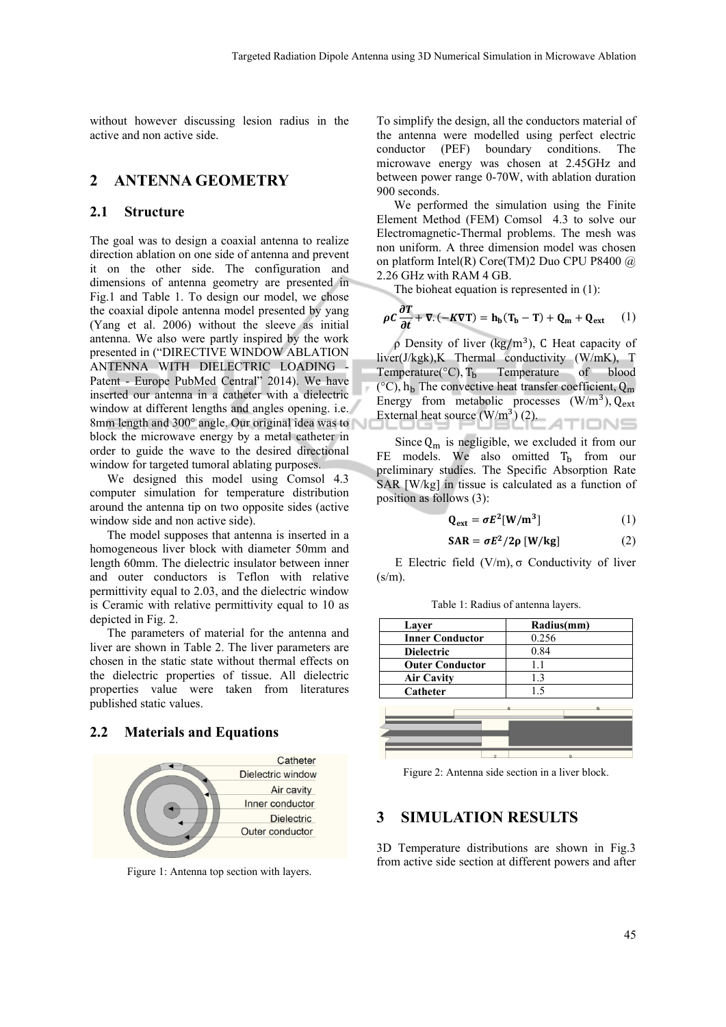without however discussing lesion radius in the active and non active side.

## 2 ANTENNA GEOMETRY

### 2.1 Structure

The goal was to design a coaxial antenna to realize direction ablation on one side of antenna and prevent it on the other side. The configuration and dimensions of antenna geometry are presented in Fig.1 and Table 1. To design our model, we chose the coaxial dipole antenna model presented by yang (Yang et al. 2006) without the sleeve as initial antenna. We also were partly inspired by the work presented in ("DIRECTIVE WINDOW ABLATION ANTENNA WITH DIELECTRIC LOADING - Patent - Europe PubMed Central" 2014). We have inserted our antenna in a catheter with a dielectric window at different lengths and angles opening. i.e. 8mm length and 300° angle. Our original idea was to block the microwave energy by a metal catheter in order to guide the wave to the desired directional window for targeted tumoral ablating purposes.

We designed this model using Comsol 4.3 computer simulation for temperature distribution around the antenna tip on two opposite sides (active window side and non active side).

The model supposes that antenna is inserted in a homogeneous liver block with diameter 50mm and length 60mm. The dielectric insulator between inner and outer conductors is Teflon with relative permittivity equal to 2.03, and the dielectric window is Ceramic with relative permittivity equal to 10 as depicted in Fig. 2.

The parameters of material for the antenna and liver are shown in Table 2. The liver parameters are chosen in the static state without thermal effects on the dielectric properties of tissue. All dielectric properties value were taken from literatures published static values.

### 2.2 Materials and Equations

Catheter
Dielectric window
Air cavity
Inner conductor
Dielectric
Outer conductor

Figure 1: Antenna top section with layers.

To simplify the design, all the conductors material of the antenna were modelled using perfect electric conductor (PEF) boundary conditions. The microwave energy was chosen at 2.45GHz and between power range 0-70W, with ablation duration 900 seconds.

We performed the simulation using the Finite Element Method (FEM) Comsol 4.3 to solve our Electromagnetic-Thermal problems. The mesh was non uniform. A three dimension model was chosen on platform Intel(R) Core(TM)2 Duo CPU P8400 @ 2.26 GHz with RAM 4 GB.

The bioheat equation is represented in (1):

$$\rho C \frac{\partial T}{\partial t} + \nabla.(-K\nabla T) = h_b(T_b - T) + Q_m + Q_{ext} \quad (1)$$

ρ Density of liver ($kg/m^3$), C Heat capacity of liver(J/kgk),K Thermal conductivity (W/mK), T Temperature(°C), $T_b$ Temperature of blood (°C), $h_b$ The convective heat transfer coefficient, $Q_m$ Energy from metabolic processes ($W/m^3$), $Q_{ext}$ External heat source ($W/m^3$) (2).

Since $Q_m$ is negligible, we excluded it from our FE models. We also omitted $T_b$ from our preliminary studies. The Specific Absorption Rate SAR [W/kg] in tissue is calculated as a function of position as follows (3):

$$Q_{ext} = \sigma E^2 [W/m^3] \quad (1)$$

$$SAR = \sigma E^2 / 2\rho \ [W/kg] \quad (2)$$

E Electric field (V/m), σ Conductivity of liver (s/m).

Table 1: Radius of antenna layers.

| Layer | Radius(mm) |
|---|---|
| **Inner Conductor** | 0.256 |
| **Dielectric** | 0.84 |
| **Outer Conductor** | 1.1 |
| **Air Cavity** | 1.3 |
| **Catheter** | 1.5 |

8
5
2
9

Figure 2: Antenna side section in a liver block.

## 3 SIMULATION RESULTS

3D Temperature distributions are shown in Fig.3 from active side section at different powers and after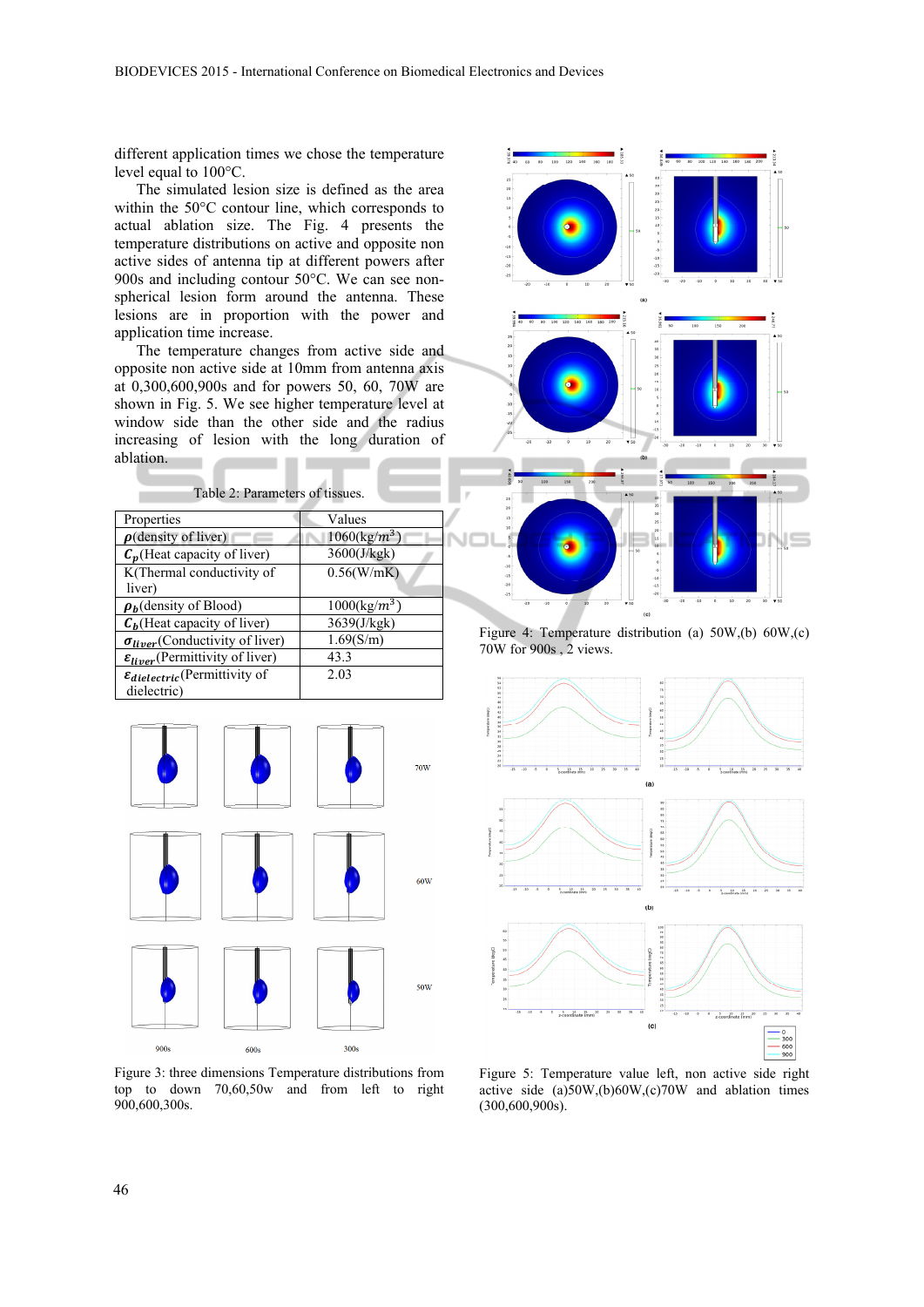different application times we chose the temperature level equal to 100°C.

The simulated lesion size is defined as the area within the 50°C contour line, which corresponds to actual ablation size. The Fig. 4 presents the temperature distributions on active and opposite non active sides of antenna tip at different powers after 900s and including contour 50°C. We can see non-spherical lesion form around the antenna. These lesions are in proportion with the power and application time increase.

The temperature changes from active side and opposite non active side at 10mm from antenna axis at 0,300,600,900s and for powers 50, 60, 70W are shown in Fig. 5. We see higher temperature level at window side than the other side and the radius increasing of lesion with the long duration of ablation.

Table 2: Parameters of tissues.

| Properties | Values |
|---|---|
| $\rho$(density of liver) | 1060(kg/$m^3$) |
| $C_p$(Heat capacity of liver) | 3600(J/kgk) |
| K(Thermal conductivity of liver) | 0.56(W/mK) |
| $\rho_b$(density of Blood) | 1000(kg/$m^3$) |
| $C_b$(Heat capacity of liver) | 3639(J/kgk) |
| $\sigma_{liver}$(Conductivity of liver) | 1.69(S/m) |
| $\varepsilon_{liver}$(Permittivity of liver) | 43.3 |
| $\varepsilon_{dielectric}$(Permittivity of dielectric) | 2.03 |

Figure 3: three dimensions Temperature distributions from top to down 70,60,50w and from left to right 900,600,300s.

Figure 4: Temperature distribution (a) 50W,(b) 60W,(c) 70W for 900s , 2 views.

Figure 5: Temperature value left, non active side right active side (a)50W,(b)60W,(c)70W and ablation times (300,600,900s).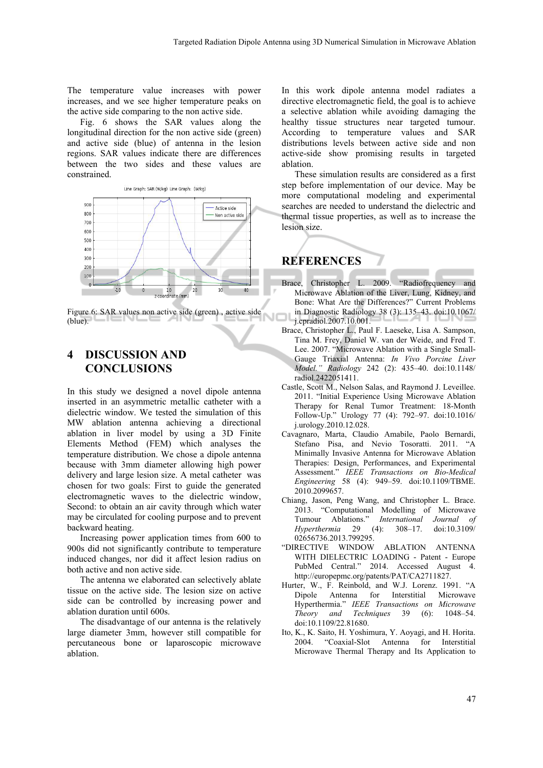The temperature value increases with power increases, and we see higher temperature peaks on the active side comparing to the non active side.

Fig. 6 shows the SAR values along the longitudinal direction for the non active side (green) and active side (blue) of antenna in the lesion regions. SAR values indicate there are differences between the two sides and these values are constrained.

Line Graph: SAR (W/kg) Line Graph: (W/kg)

Actice side
Non active side

900
800
700
600
500
400
300
200
100
0

-10
0
10
20
30
40

z-coordinate (mm)

Figure 6: SAR values non active side (green) , active side (blue).

## 4 DISCUSSION AND CONCLUSIONS

In this study we designed a novel dipole antenna inserted in an asymmetric metallic catheter with a dielectric window. We tested the simulation of this MW ablation antenna achieving a directional ablation in liver model by using a 3D Finite Elements Method (FEM) which analyses the temperature distribution. We chose a dipole antenna because with 3mm diameter allowing high power delivery and large lesion size. A metal catheter was chosen for two goals: First to guide the generated electromagnetic waves to the dielectric window, Second: to obtain an air cavity through which water may be circulated for cooling purpose and to prevent backward heating.

Increasing power application times from 600 to 900s did not significantly contribute to temperature induced changes, nor did it affect lesion radius on both active and non active side.

The antenna we elaborated can selectively ablate tissue on the active side. The lesion size on active side can be controlled by increasing power and ablation duration until 600s.

The disadvantage of our antenna is the relatively large diameter 3mm, however still compatible for percutaneous bone or laparoscopic microwave ablation.

In this work dipole antenna model radiates a directive electromagnetic field, the goal is to achieve a selective ablation while avoiding damaging the healthy tissue structures near targeted tumour. According to temperature values and SAR distributions levels between active side and non active-side show promising results in targeted ablation.

These simulation results are considered as a first step before implementation of our device. May be more computational modeling and experimental searches are needed to understand the dielectric and thermal tissue properties, as well as to increase the lesion size.

## REFERENCES

Brace, Christopher L. 2009. “Radiofrequency and Microwave Ablation of the Liver, Lung, Kidney, and Bone: What Are the Differences?” Current Problems in Diagnostic Radiology 38 (3): 135–43. doi:10.1067/j.cpradiol.2007.10.001.

Brace, Christopher L., Paul F. Laeseke, Lisa A. Sampson, Tina M. Frey, Daniel W. van der Weide, and Fred T. Lee. 2007. “Microwave Ablation with a Single Small-Gauge Triaxial Antenna: *In Vivo Porcine Liver Model.*” *Radiology* 242 (2): 435–40. doi:10.1148/radiol.2422051411.

Castle, Scott M., Nelson Salas, and Raymond J. Leveillee. 2011. “Initial Experience Using Microwave Ablation Therapy for Renal Tumor Treatment: 18-Month Follow-Up.” Urology 77 (4): 792–97. doi:10.1016/j.urology.2010.12.028.

Cavagnaro, Marta, Claudio Amabile, Paolo Bernardi, Stefano Pisa, and Nevio Tosoratti. 2011. “A Minimally Invasive Antenna for Microwave Ablation Therapies: Design, Performances, and Experimental Assessment.” *IEEE Transactions on Bio-Medical Engineering* 58 (4): 949–59. doi:10.1109/TBME.2010.2099657.

Chiang, Jason, Peng Wang, and Christopher L. Brace. 2013. “Computational Modelling of Microwave Tumour Ablations.” *International Journal of Hyperthermia* 29 (4): 308–17. doi:10.3109/02656736.2013.799295.

“DIRECTIVE WINDOW ABLATION ANTENNA WITH DIELECTRIC LOADING - Patent - Europe PubMed Central.” 2014. Accessed August 4. http://europepmc.org/patents/PAT/CA2711827.

Hurter, W., F. Reinbold, and W.J. Lorenz. 1991. “A Dipole Antenna for Interstitial Microwave Hyperthermia.” *IEEE Transactions on Microwave Theory and Techniques* 39 (6): 1048–54. doi:10.1109/22.81680.

Ito, K., K. Saito, H. Yoshimura, Y. Aoyagi, and H. Horita. 2004. “Coaxial-Slot Antenna for Interstitial Microwave Thermal Therapy and Its Application to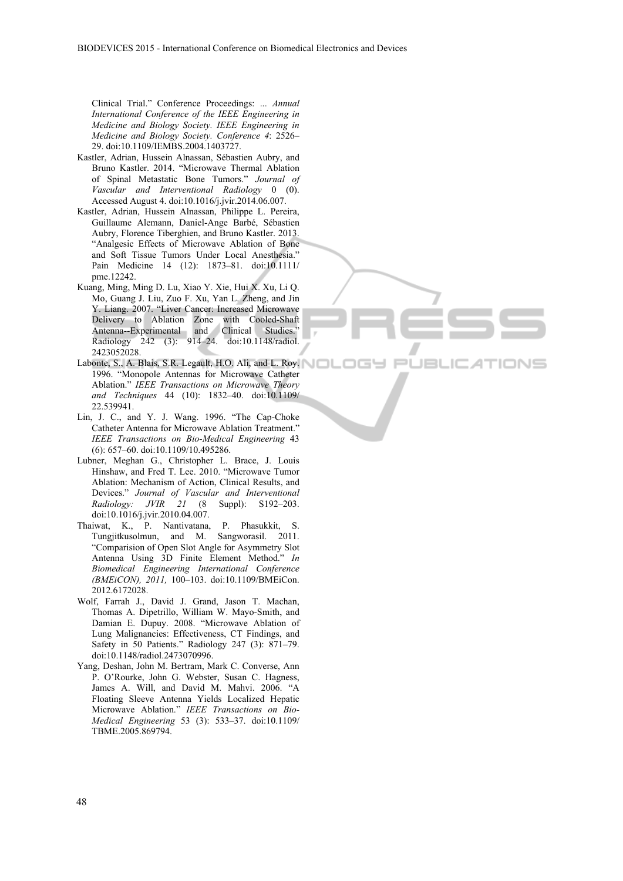Clinical Trial." Conference Proceedings: ... *Annual International Conference of the IEEE Engineering in Medicine and Biology Society. IEEE Engineering in Medicine and Biology Society. Conference 4*: 2526–29. doi:10.1109/IEMBS.2004.1403727.

Kastler, Adrian, Hussein Alnassan, Sébastien Aubry, and Bruno Kastler. 2014. "Microwave Thermal Ablation of Spinal Metastatic Bone Tumors." *Journal of Vascular and Interventional Radiology* 0 (0). Accessed August 4. doi:10.1016/j.jvir.2014.06.007.

Kastler, Adrian, Hussein Alnassan, Philippe L. Pereira, Guillaume Alemann, Daniel-Ange Barbé, Sébastien Aubry, Florence Tiberghien, and Bruno Kastler. 2013. "Analgesic Effects of Microwave Ablation of Bone and Soft Tissue Tumors Under Local Anesthesia." Pain Medicine 14 (12): 1873–81. doi:10.1111/pme.12242.

Kuang, Ming, Ming D. Lu, Xiao Y. Xie, Hui X. Xu, Li Q. Mo, Guang J. Liu, Zuo F. Xu, Yan L. Zheng, and Jin Y. Liang. 2007. "Liver Cancer: Increased Microwave Delivery to Ablation Zone with Cooled-Shaft Antenna--Experimental and Clinical Studies." Radiology 242 (3): 914–24. doi:10.1148/radiol.2423052028.

Labonte, S., A. Blais, S.R. Legault, H.O. Ali, and L. Roy. 1996. "Monopole Antennas for Microwave Catheter Ablation." *IEEE Transactions on Microwave Theory and Techniques* 44 (10): 1832–40. doi:10.1109/22.539941.

Lin, J. C., and Y. J. Wang. 1996. "The Cap-Choke Catheter Antenna for Microwave Ablation Treatment." *IEEE Transactions on Bio-Medical Engineering* 43 (6): 657–60. doi:10.1109/10.495286.

Lubner, Meghan G., Christopher L. Brace, J. Louis Hinshaw, and Fred T. Lee. 2010. "Microwave Tumor Ablation: Mechanism of Action, Clinical Results, and Devices." *Journal of Vascular and Interventional Radiology: JVIR 21* (8 Suppl): S192–203. doi:10.1016/j.jvir.2010.04.007.

Thaiwat, K., P. Nantivatana, P. Phasukkit, S. Tungjitkusolmun, and M. Sangworasil. 2011. "Comparision of Open Slot Angle for Asymmetry Slot Antenna Using 3D Finite Element Method." *In Biomedical Engineering International Conference (BMEiCON), 2011,* 100–103. doi:10.1109/BMEiCon.2012.6172028.

Wolf, Farrah J., David J. Grand, Jason T. Machan, Thomas A. Dipetrillo, William W. Mayo-Smith, and Damian E. Dupuy. 2008. "Microwave Ablation of Lung Malignancies: Effectiveness, CT Findings, and Safety in 50 Patients." Radiology 247 (3): 871–79. doi:10.1148/radiol.2473070996.

Yang, Deshan, John M. Bertram, Mark C. Converse, Ann P. O'Rourke, John G. Webster, Susan C. Hagness, James A. Will, and David M. Mahvi. 2006. "A Floating Sleeve Antenna Yields Localized Hepatic Microwave Ablation." *IEEE Transactions on Bio-Medical Engineering* 53 (3): 533–37. doi:10.1109/TBME.2005.869794.